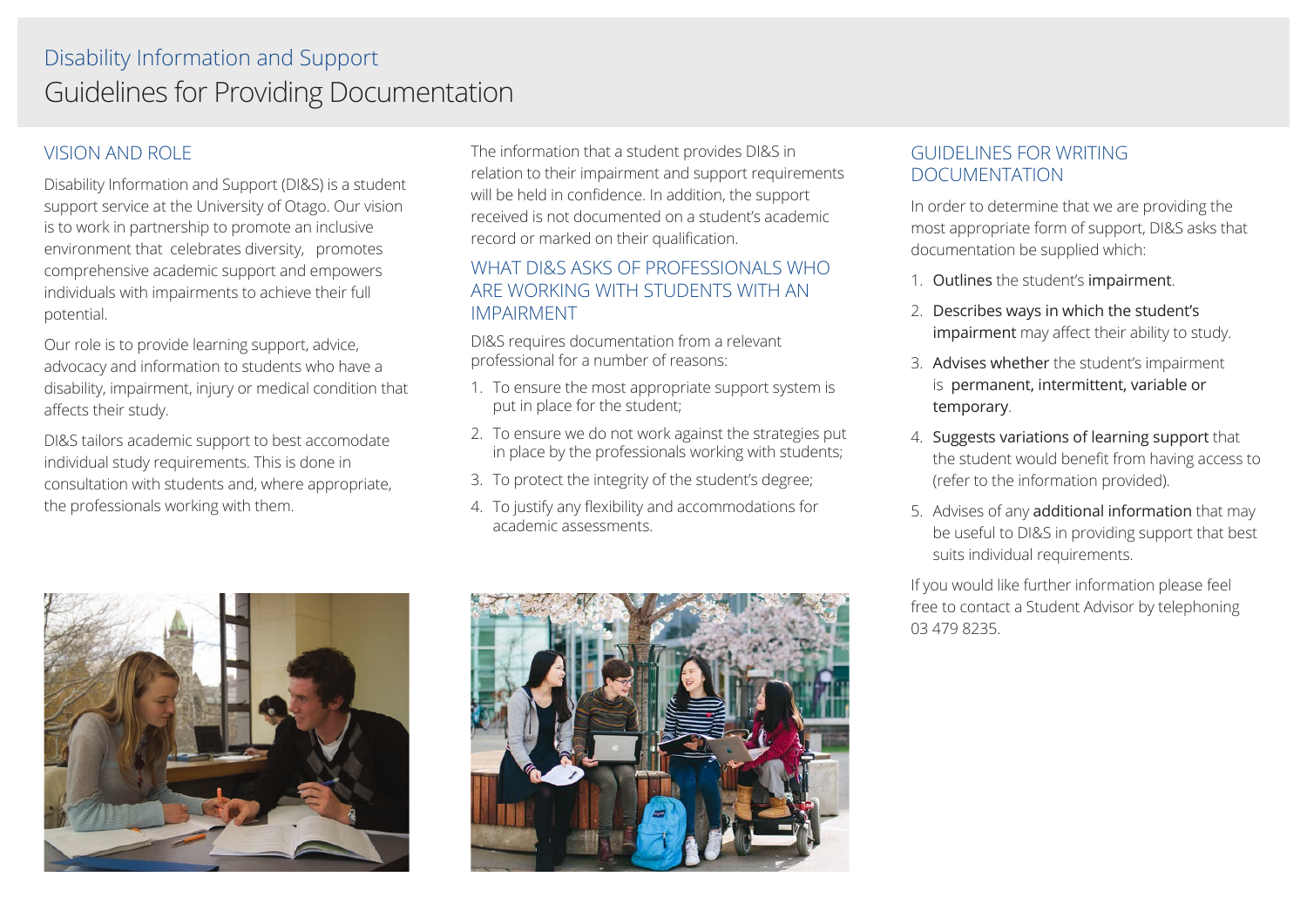Disability Information and Support

# Guidelines for Providing Documentation

## VISION AND ROLE

Disability Information and Support (DI&S) is a student support service at the University of Otago. Our vision is to work in partnership to promote an inclusive environment that celebrates diversity, promotes comprehensive academic support and empowers individuals with impairments to achieve their full potential.

Our role is to provide learning support, advice, advocacy and information to students who have a disability, impairment, injury or medical condition that affects their study.

DI&S tailors academic support to best accomodate individual study requirements. This is done in consultation with students and, where appropriate, the professionals working with them.

The information that a student provides DI&S in relation to their impairment and support requirements will be held in confidence. In addition, the support received is not documented on a student's academic record or marked on their qualification.

## WHAT DI&S ASKS OF PROFESSIONALS WHO ARE WORKING WITH STUDENTS WITH AN IMPAIRMENT

DI&S requires documentation from a relevant professional for a number of reasons:

1. To ensure the most appropriate support system is put in place for the student;
2. To ensure we do not work against the strategies put in place by the professionals working with students;
3. To protect the integrity of the student's degree;
4. To justify any flexibility and accommodations for academic assessments.

## GUIDELINES FOR WRITING DOCUMENTATION

In order to determine that we are providing the most appropriate form of support, DI&S asks that documentation be supplied which:

1. **Outlines** the student's **impairment**.
2. **Describes ways in which the student's impairment** may affect their ability to study.
3. **Advises whether** the student's impairment is **permanent, intermittent, variable or temporary**.
4. **Suggests variations of learning support** that the student would benefit from having access to (refer to the information provided).
5. Advises of any **additional information** that may be useful to DI&S in providing support that best suits individual requirements.

If you would like further information please feel free to contact a Student Advisor by telephoning 03 479 8235.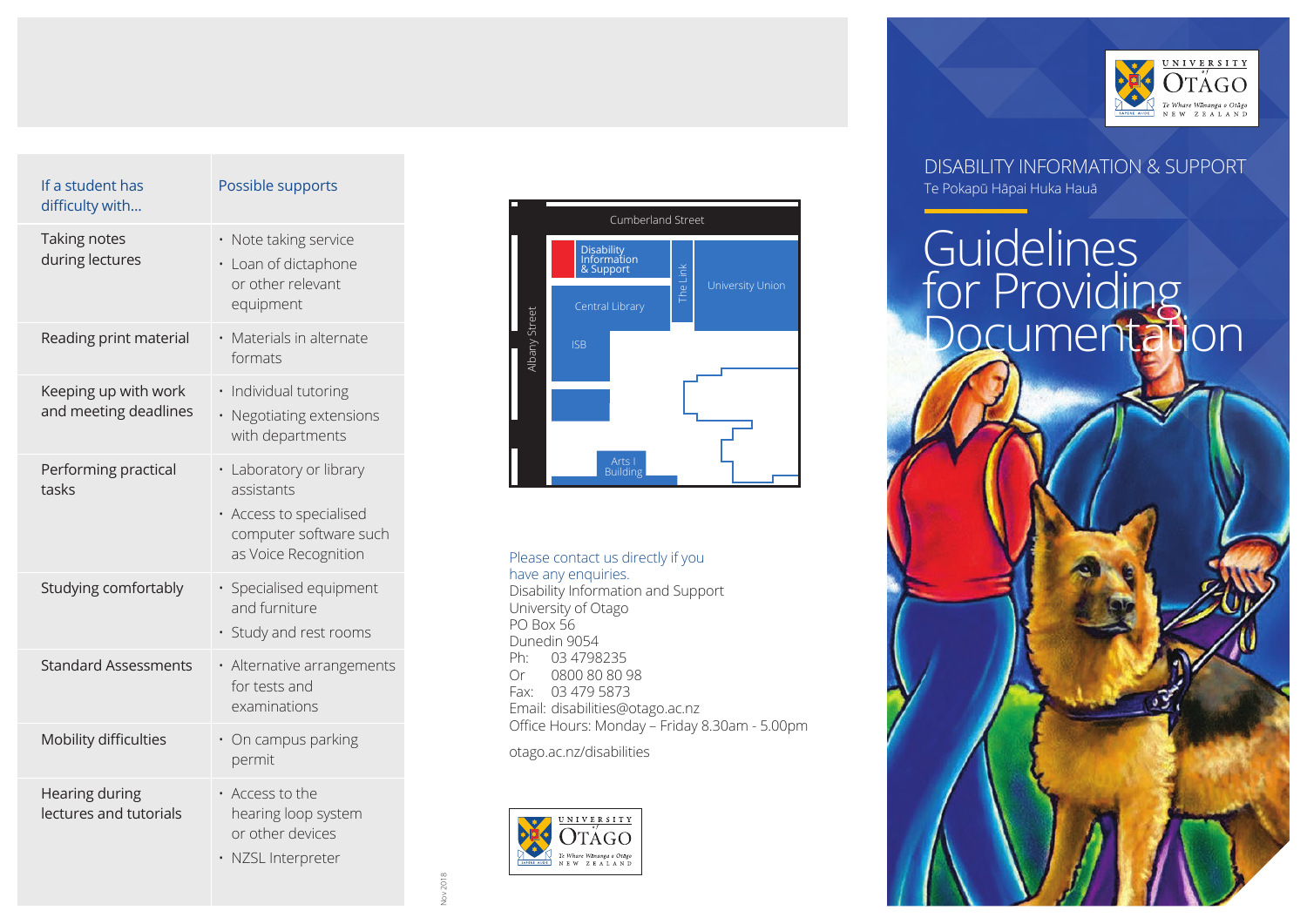| If a student has difficulty with... | Possible supports |
|---|---|
| Taking notes during lectures | • Note taking service<br>• Loan of dictaphone or other relevant equipment |
| Reading print material | • Materials in alternate formats |
| Keeping up with work and meeting deadlines | • Individual tutoring<br>• Negotiating extensions with departments |
| Performing practical tasks | • Laboratory or library assistants<br>• Access to specialised computer software such as Voice Recognition |
| Studying comfortably | • Specialised equipment and furniture<br>• Study and rest rooms |
| Standard Assessments | • Alternative arrangements for tests and examinations |
| Mobility difficulties | • On campus parking permit |
| Hearing during lectures and tutorials | • Access to the hearing loop system or other devices<br>• NZSL Interpreter |

Cumberland Street
Albany Street
Disability Information & Support
The Link
University Union
Central Library
ISB
Arts I Building

Please contact us directly if you have any enquiries.

Disability Information and Support
University of Otago
PO Box 56
Dunedin 9054
Ph: 03 4798235
Or 0800 80 80 98
Fax: 03 479 5873
Email: disabilities@otago.ac.nz
Office Hours: Monday – Friday 8.30am - 5.00pm

otago.ac.nz/disabilities

Nov 2018

UNIVERSITY of OTAGO
Te Whare Wānanga o Otāgo
NEW ZEALAND

DISABILITY INFORMATION & SUPPORT
Te Pokapū Hāpai Huka Hauā

# Guidelines for Providing Documentation